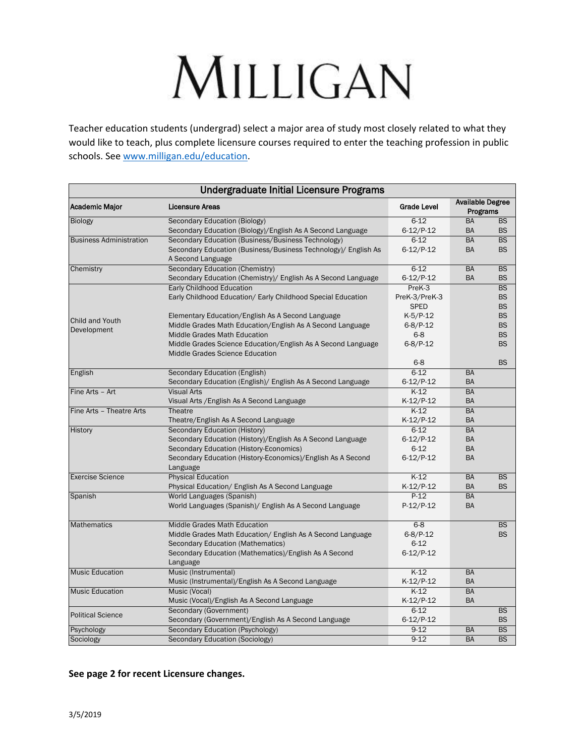# MILLIGAN

Teacher education students (undergrad) select a major area of study most closely related to what they would like to teach, plus complete licensure courses required to enter the teaching profession in public schools. See [www.milligan.edu/education](www.milligan.edu/education).

| Undergraduate Initial Licensure Programs | | | | |
|---|---|---|---|---|
| **Academic Major** | **Licensure Areas** | **Grade Level** | **Available Degree Programs** | |
| Biology | Secondary Education (Biology) | 6-12 | BA | BS |
| | Secondary Education (Biology)/English As A Second Language | 6-12/P-12 | BA | BS |
| Business Administration | Secondary Education (Business/Business Technology) | 6-12 | BA | BS |
| | Secondary Education (Business/Business Technology)/ English As A Second Language | 6-12/P-12 | BA | BS |
| Chemistry | Secondary Education (Chemistry) | 6-12 | BA | BS |
| | Secondary Education (Chemistry)/ English As A Second Language | 6-12/P-12 | BA | BS |
| Child and Youth Development | Early Childhood Education | PreK-3 | | BS |
| | Early Childhood Education/ Early Childhood Special Education | PreK-3/PreK-3 SPED | | BS |
| | | | | BS |
| | Elementary Education/English As A Second Language | K-5/P-12 | | BS |
| | Middle Grades Math Education/English As A Second Language | 6-8/P-12 | | BS |
| | Middle Grades Math Education | 6-8 | | BS |
| | Middle Grades Science Education/English As A Second Language | 6-8/P-12 | | BS |
| | Middle Grades Science Education | 6-8 | | BS |
| English | Secondary Education (English) | 6-12 | BA | |
| | Secondary Education (English)/ English As A Second Language | 6-12/P-12 | BA | |
| Fine Arts – Art | Visual Arts | K-12 | BA | |
| | Visual Arts /English As A Second Language | K-12/P-12 | BA | |
| Fine Arts – Theatre Arts | Theatre | K-12 | BA | |
| | Theatre/English As A Second Language | K-12/P-12 | BA | |
| History | Secondary Education (History) | 6-12 | BA | |
| | Secondary Education (History)/English As A Second Language | 6-12/P-12 | BA | |
| | Secondary Education (History-Economics) | 6-12 | BA | |
| | Secondary Education (History-Economics)/English As A Second Language | 6-12/P-12 | BA | |
| Exercise Science | Physical Education | K-12 | BA | BS |
| | Physical Education/ English As A Second Language | K-12/P-12 | BA | BS |
| Spanish | World Languages (Spanish) | P-12 | BA | |
| | World Languages (Spanish)/ English As A Second Language | P-12/P-12 | BA | |
| Mathematics | Middle Grades Math Education | 6-8 | | BS |
| | Middle Grades Math Education/ English As A Second Language | 6-8/P-12 | | BS |
| | Secondary Education (Mathematics) | 6-12 | | |
| | Secondary Education (Mathematics)/English As A Second Language | 6-12/P-12 | | |
| Music Education | Music (Instrumental) | K-12 | BA | |
| | Music (Instrumental)/English As A Second Language | K-12/P-12 | BA | |
| Music Education | Music (Vocal) | K-12 | BA | |
| | Music (Vocal)/English As A Second Language | K-12/P-12 | BA | |
| Political Science | Secondary (Government) | 6-12 | | BS |
| | Secondary (Government)/English As A Second Language | 6-12/P-12 | | BS |
| Psychology | Secondary Education (Psychology) | 9-12 | BA | BS |
| Sociology | Secondary Education (Sociology) | 9-12 | BA | BS |

**See page 2 for recent Licensure changes.**

3/5/2019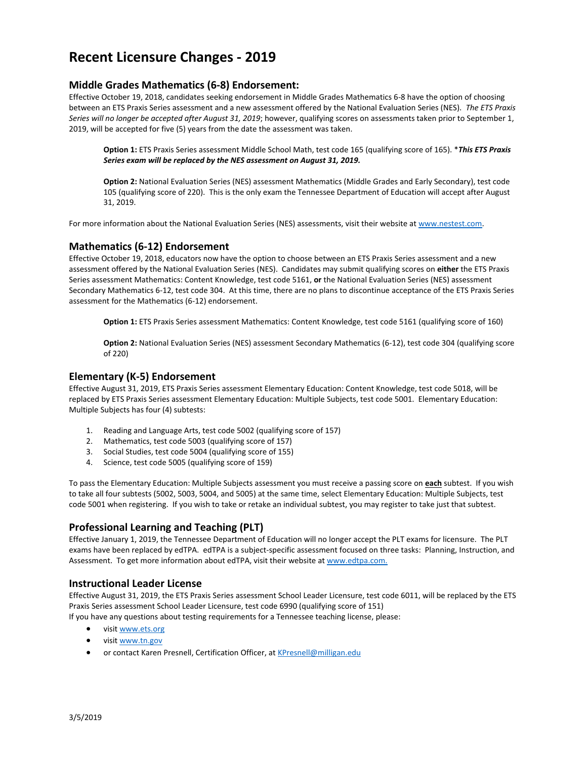# Recent Licensure Changes - 2019

## Middle Grades Mathematics (6-8) Endorsement:

Effective October 19, 2018, candidates seeking endorsement in Middle Grades Mathematics 6-8 have the option of choosing between an ETS Praxis Series assessment and a new assessment offered by the National Evaluation Series (NES). *The ETS Praxis Series will no longer be accepted after August 31, 2019*; however, qualifying scores on assessments taken prior to September 1, 2019, will be accepted for five (5) years from the date the assessment was taken.

> **Option 1:** ETS Praxis Series assessment Middle School Math, test code 165 (qualifying score of 165). **\****This ETS Praxis Series exam will be replaced by the NES assessment on August 31, 2019.***
>
> **Option 2:** National Evaluation Series (NES) assessment Mathematics (Middle Grades and Early Secondary), test code 105 (qualifying score of 220). This is the only exam the Tennessee Department of Education will accept after August 31, 2019.

For more information about the National Evaluation Series (NES) assessments, visit their website at www.nestest.com.

## Mathematics (6-12) Endorsement

Effective October 19, 2018, educators now have the option to choose between an ETS Praxis Series assessment and a new assessment offered by the National Evaluation Series (NES). Candidates may submit qualifying scores on **either** the ETS Praxis Series assessment Mathematics: Content Knowledge, test code 5161, **or** the National Evaluation Series (NES) assessment Secondary Mathematics 6-12, test code 304. At this time, there are no plans to discontinue acceptance of the ETS Praxis Series assessment for the Mathematics (6-12) endorsement.

> **Option 1:** ETS Praxis Series assessment Mathematics: Content Knowledge, test code 5161 (qualifying score of 160)
>
> **Option 2:** National Evaluation Series (NES) assessment Secondary Mathematics (6-12), test code 304 (qualifying score of 220)

## Elementary (K-5) Endorsement

Effective August 31, 2019, ETS Praxis Series assessment Elementary Education: Content Knowledge, test code 5018, will be replaced by ETS Praxis Series assessment Elementary Education: Multiple Subjects, test code 5001. Elementary Education: Multiple Subjects has four (4) subtests:

1. Reading and Language Arts, test code 5002 (qualifying score of 157)
2. Mathematics, test code 5003 (qualifying score of 157)
3. Social Studies, test code 5004 (qualifying score of 155)
4. Science, test code 5005 (qualifying score of 159)

To pass the Elementary Education: Multiple Subjects assessment you must receive a passing score on **<u>each</u>** subtest. If you wish to take all four subtests (5002, 5003, 5004, and 5005) at the same time, select Elementary Education: Multiple Subjects, test code 5001 when registering. If you wish to take or retake an individual subtest, you may register to take just that subtest.

## Professional Learning and Teaching (PLT)

Effective January 1, 2019, the Tennessee Department of Education will no longer accept the PLT exams for licensure. The PLT exams have been replaced by edTPA. edTPA is a subject-specific assessment focused on three tasks: Planning, Instruction, and Assessment. To get more information about edTPA, visit their website at www.edtpa.com.

## Instructional Leader License

Effective August 31, 2019, the ETS Praxis Series assessment School Leader Licensure, test code 6011, will be replaced by the ETS Praxis Series assessment School Leader Licensure, test code 6990 (qualifying score of 151)

If you have any questions about testing requirements for a Tennessee teaching license, please:

- visit www.ets.org
- visit www.tn.gov
- or contact Karen Presnell, Certification Officer, at KPresnell@milligan.edu

3/5/2019